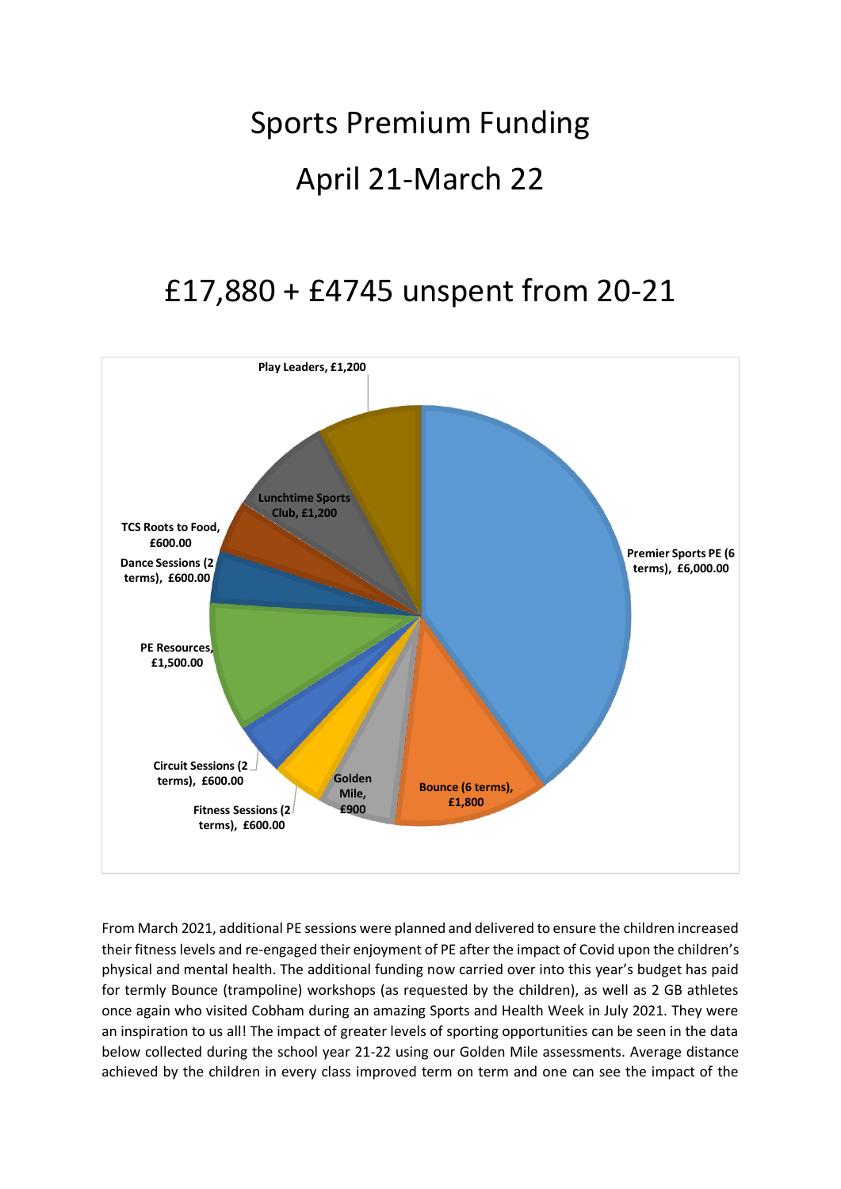# Sports Premium Funding

# April 21-March 22

## £17,880 + £4745 unspent from 20-21

Play Leaders, £1,200

Premier Sports PE (6 terms), £6,000.00

Bounce (6 terms), £1,800

Golden Mile, £900

Fitness Sessions (2 terms), £600.00

Circuit Sessions (2 terms), £600.00

PE Resources, £1,500.00

Dance Sessions (2 terms), £600.00

TCS Roots to Food, £600.00

Lunchtime Sports Club, £1,200

From March 2021, additional PE sessions were planned and delivered to ensure the children increased their fitness levels and re-engaged their enjoyment of PE after the impact of Covid upon the children's physical and mental health. The additional funding now carried over into this year's budget has paid for termly Bounce (trampoline) workshops (as requested by the children), as well as 2 GB athletes once again who visited Cobham during an amazing Sports and Health Week in July 2021. They were an inspiration to us all! The impact of greater levels of sporting opportunities can be seen in the data below collected during the school year 21-22 using our Golden Mile assessments. Average distance achieved by the children in every class improved term on term and one can see the impact of the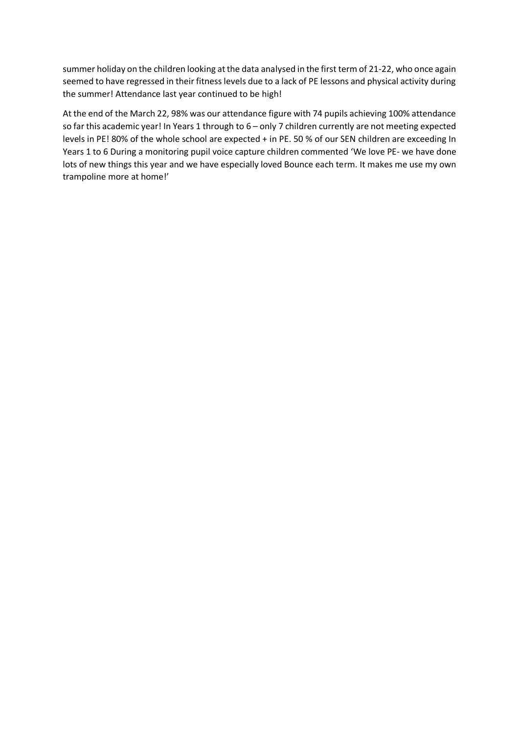summer holiday on the children looking at the data analysed in the first term of 21-22, who once again seemed to have regressed in their fitness levels due to a lack of PE lessons and physical activity during the summer! Attendance last year continued to be high!

At the end of the March 22, 98% was our attendance figure with 74 pupils achieving 100% attendance so far this academic year! In Years 1 through to 6 – only 7 children currently are not meeting expected levels in PE! 80% of the whole school are expected + in PE. 50 % of our SEN children are exceeding In Years 1 to 6 During a monitoring pupil voice capture children commented 'We love PE- we have done lots of new things this year and we have especially loved Bounce each term. It makes me use my own trampoline more at home!'